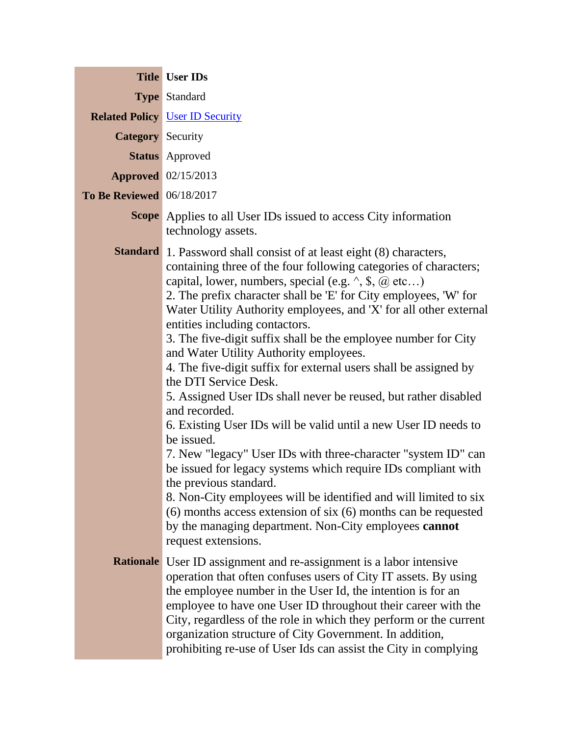| | |
|---|---|
| **Title** | **User IDs** |
| **Type** | Standard |
| **Related Policy** | [User ID Security]() |
| **Category** | Security |
| **Status** | Approved |
| **Approved** | 02/15/2013 |
| **To Be Reviewed** | 06/18/2017 |
| **Scope** | Applies to all User IDs issued to access City information technology assets. |
| **Standard** | 1. Password shall consist of at least eight (8) characters, containing three of the four following categories of characters; capital, lower, numbers, special (e.g. ^, $, @ etc…)<br>2. The prefix character shall be 'E' for City employees, 'W' for Water Utility Authority employees, and 'X' for all other external entities including contactors.<br>3. The five-digit suffix shall be the employee number for City and Water Utility Authority employees.<br>4. The five-digit suffix for external users shall be assigned by the DTI Service Desk.<br>5. Assigned User IDs shall never be reused, but rather disabled and recorded.<br>6. Existing User IDs will be valid until a new User ID needs to be issued.<br>7. New "legacy" User IDs with three-character "system ID" can be issued for legacy systems which require IDs compliant with the previous standard.<br>8. Non-City employees will be identified and will limited to six (6) months access extension of six (6) months can be requested by the managing department. Non-City employees **cannot** request extensions. |
| **Rationale** | User ID assignment and re-assignment is a labor intensive operation that often confuses users of City IT assets. By using the employee number in the User Id, the intention is for an employee to have one User ID throughout their career with the City, regardless of the role in which they perform or the current organization structure of City Government. In addition, prohibiting re-use of User Ids can assist the City in complying |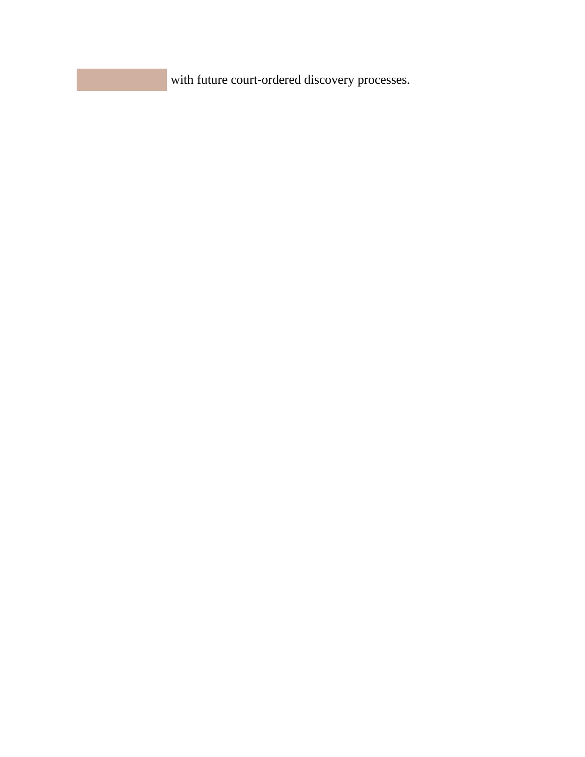with future court-ordered discovery processes.